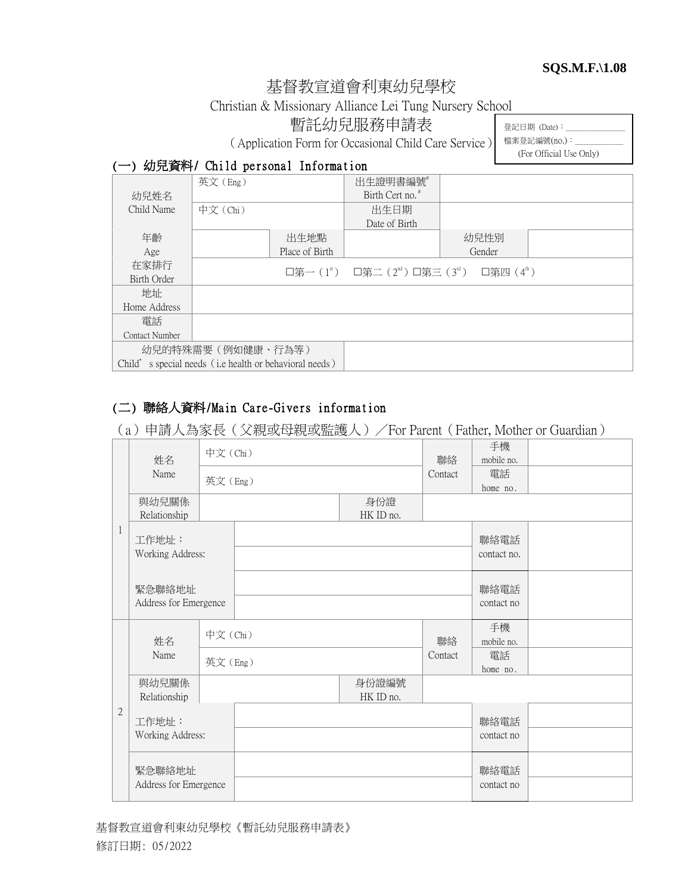SQS.M.F.\1.08

# 基督教宣道會利東幼兒學校

Christian & Missionary Alliance Lei Tung Nursery School

## 暫託幼兒服務申請表

（Application Form for Occasional Child Care Service）

| 登記日期 (Date)：______________ |
| --- |
| 檔案登記編號(no.)：___________ |
| (For Official Use Only) |

### (一) 幼兒資料/ Child personal Information

| 幼兒姓名<br>Child Name | 英文（Eng） | | 出生證明書編號#<br>Birth Cert no.# | | |
| --- | --- | --- | --- | --- | --- |
| | 中文（Chi） | | 出生日期<br>Date of Birth | | |
| 年齡<br>Age | | 出生地點<br>Place of Birth | | 幼兒性別<br>Gender | |
| 在家排行<br>Birth Order | □第一（1st） □第二（2nd）□第三（3rd） □第四（4th） | | | | |
| 地址<br>Home Address | | | | | |
| 電話<br>Contact Number | | | | | |
| 幼兒的特殊需要（例如健康、行為等）<br>Child's special needs（i.e health or behavioral needs） | | | | | |

### (二) 聯絡人資料/Main Care-Givers information

（a）申請人為家長（父親或母親或監護人）／For Parent（Father, Mother or Guardian）

| | | | | | | |
| --- | --- | --- | --- | --- | --- | --- |
| 1 | 姓名<br>Name | 中文（Chi） | | 聯絡<br>Contact | 手機<br>mobile no. | |
| | | 英文（Eng） | | | 電話<br>home no. | |
| | 與幼兒關係<br>Relationship | | 身份證<br>HK ID no. | | | |
| | 工作地址：<br>Working Address: | | | | 聯絡電話<br>contact no. | |
| | 緊急聯絡地址<br>Address for Emergence | | | | 聯絡電話<br>contact no | |
| 2 | 姓名<br>Name | 中文（Chi） | | 聯絡<br>Contact | 手機<br>mobile no. | |
| | | 英文（Eng） | | | 電話<br>home no. | |
| | 與幼兒關係<br>Relationship | | 身份證編號<br>HK ID no. | | | |
| | 工作地址：<br>Working Address: | | | | 聯絡電話<br>contact no | |
| | 緊急聯絡地址<br>Address for Emergence | | | | 聯絡電話<br>contact no | |

基督教宣道會利東幼兒學校《暫託幼兒服務申請表》

修訂日期: 05/2022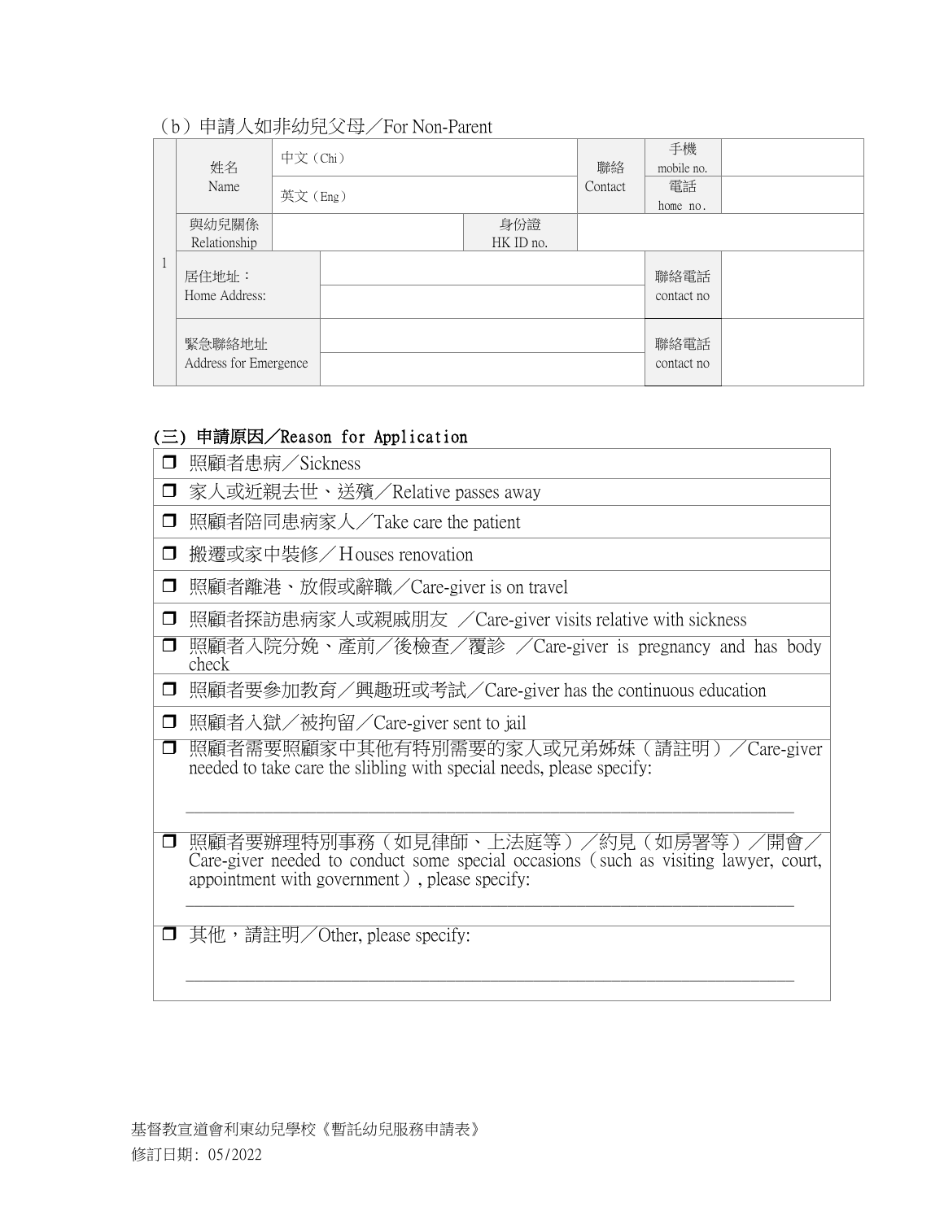（b）申請人如非幼兒父母／For Non-Parent

| | | | | | | | |
|---|---|---|---|---|---|---|---|
| 1 | 姓名 Name | 中文（Chi） | | | 聯絡 Contact | 手機 mobile no. | |
| | | 英文（Eng） | | | | 電話 home no. | |
| | 與幼兒關係 Relationship | | 身份證 HK ID no. | | | | |
| | 居住地址： Home Address: | | | | | 聯絡電話 contact no | |
| | 緊急聯絡地址 Address for Emergence | | | | | 聯絡電話 contact no | |

## (三) 申請原因／Reason for Application

- ☐ 照顧者患病／Sickness
- ☐ 家人或近親去世、送殯／Relative passes away
- ☐ 照顧者陪同患病家人／Take care the patient
- ☐ 搬遷或家中裝修／Houses renovation
- ☐ 照顧者離港、放假或辭職／Care-giver is on travel
- ☐ 照顧者探訪患病家人或親戚朋友 ／Care-giver visits relative with sickness
- ☐ 照顧者入院分娩、產前／後檢查／覆診 ／Care-giver is pregnancy and has body check
- ☐ 照顧者要參加教育／興趣班或考試／Care-giver has the continuous education
- ☐ 照顧者入獄／被拘留／Care-giver sent to jail
- ☐ 照顧者需要照顧家中其他有特別需要的家人或兄弟姊妹（請註明）／Care-giver needed to take care the slibling with special needs, please specify:

  ____________________________________________________________

- ☐ 照顧者要辦理特別事務（如見律師、上法庭等）／約見（如房署等）／開會／Care-giver needed to conduct some special occasions（such as visiting lawyer, court, appointment with government）, please specify:

  ____________________________________________________________

- ☐ 其他，請註明／Other, please specify:

  ____________________________________________________________

基督教宣道會利東幼兒學校《暫託幼兒服務申請表》
修訂日期：05/2022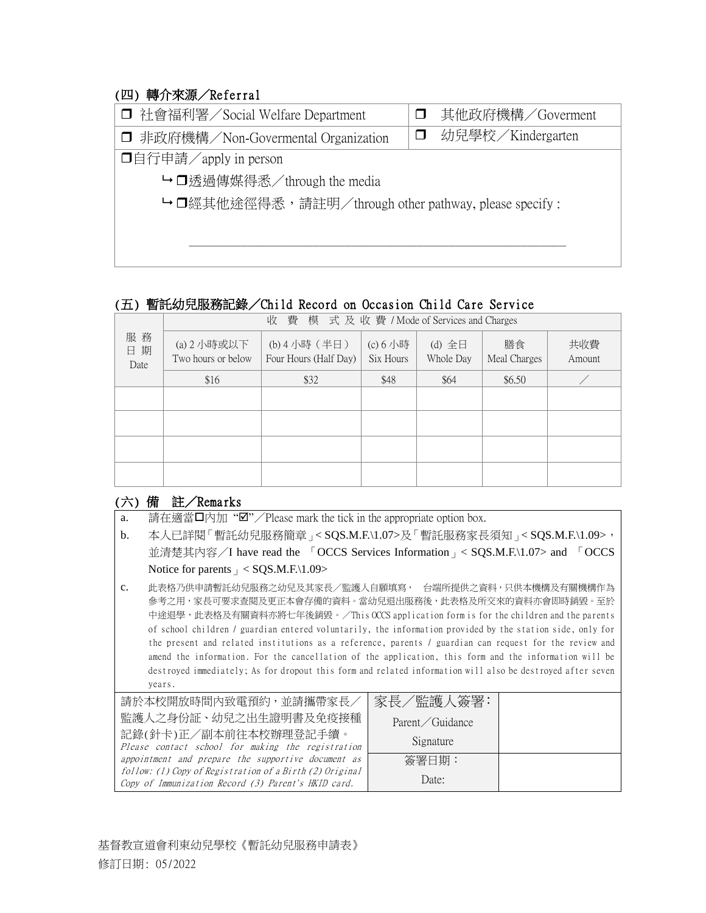## (四) 轉介來源／Referral

| | |
|---|---|
| ❒ 社會福利署／Social Welfare Department | ❒ 其他政府機構／Goverment |
| ❒ 非政府機構／Non-Govermental Organization | ❒ 幼兒學校／Kindergarten |

❒自行申請／apply in person

↳ ❒透過傳媒得悉／through the media

↳ ❒經其他途徑得悉，請註明／through other pathway, please specify :

\_\_\_\_\_\_\_\_\_\_\_\_\_\_\_\_\_\_\_\_\_\_\_\_\_\_\_\_\_\_\_\_\_\_\_\_\_\_\_\_\_\_\_\_\_\_\_\_

## (五) 暫託幼兒服務記錄／Child Record on Occasion Child Care Service

| 服務日期 Date | 收費模式及收費 / Mode of Services and Charges | | | | | |
|---|---|---|---|---|---|---|
| | (a) 2 小時或以下 Two hours or below | (b) 4 小時（半日） Four Hours (Half Day) | (c) 6 小時 Six Hours | (d) 全日 Whole Day | 膳食 Meal Charges | 共收費 Amount |
| | $16 | $32 | $48 | $64 | $6.50 | ／ |
| | | | | | | |
| | | | | | | |
| | | | | | | |
| | | | | | | |

## (六) 備　註／Remarks

a. 請在適當☐內加 "☑"／Please mark the tick in the appropriate option box.

b. 本人已詳閱「暫託幼兒服務簡章」< SQS.M.F.\1.07>及「暫託服務家長須知」< SQS.M.F.\1.09>，並清楚其內容／I have read the 「OCCS Services Information」< SQS.M.F.\1.07> and 「OCCS Notice for parents」< SQS.M.F.\1.09>

c. 此表格乃供申請暫託幼兒服務之幼兒及其家長／監護人自願填寫， 台端所提供之資料，只供本機構及有關機構作為參考之用，家長可要求查閱及更正本會存備的資料。當幼兒退出服務後，此表格及所交來的資料亦會即時銷毀。至於中途退學，此表格及有關資料亦將七年後銷毀。／This OCCS application form is for the children and the parents of school children / guardian entered voluntarily, the information provided by the station side, only for the present and related institutions as a reference, parents / guardian can request for the review and amend the information. For the cancellation of the application, this form and the information will be destroyed immediately; As for dropout this form and related information will also be destroyed after seven years.

| | | |
|---|---|---|
| 請於本校開放時間內致電預約，並請攜帶家長／監護人之身份証、幼兒之出生證明書及免疫接種記錄(針卡)正／副本前往本校辦理登記手續。*Please contact school for making the registration appointment and prepare the supportive document as follow: (1) Copy of Registration of a Birth (2) Original Copy of Immunization Record (3) Parent's HKID card.* | 家長／監護人簽署: Parent／Guidance Signature | |
| | 簽署日期： Date: | |

基督教宣道會利東幼兒學校《暫託幼兒服務申請表》
修訂日期: 05/2022